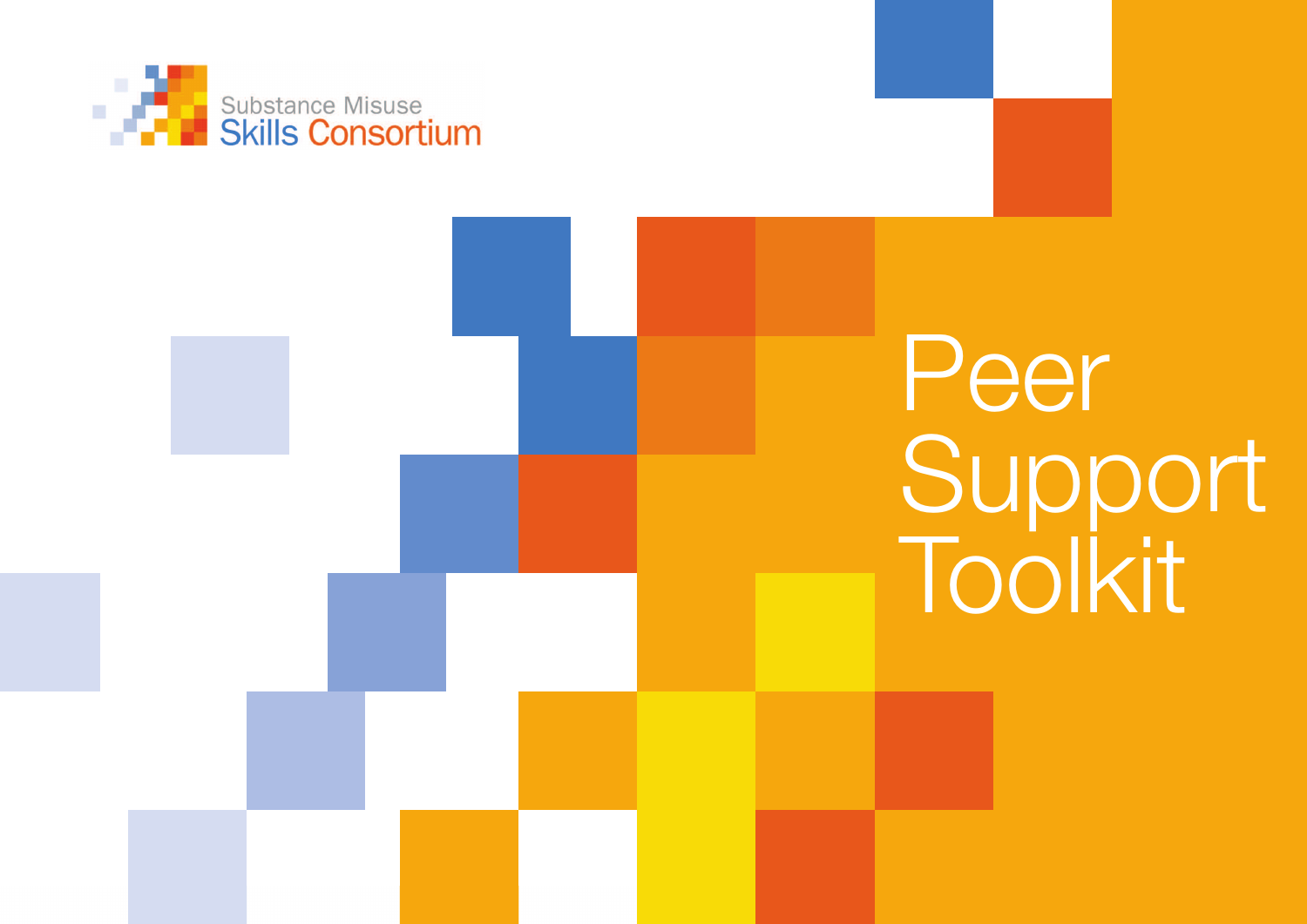Substance Misuse
Skills Consortium

# Peer Support Toolkit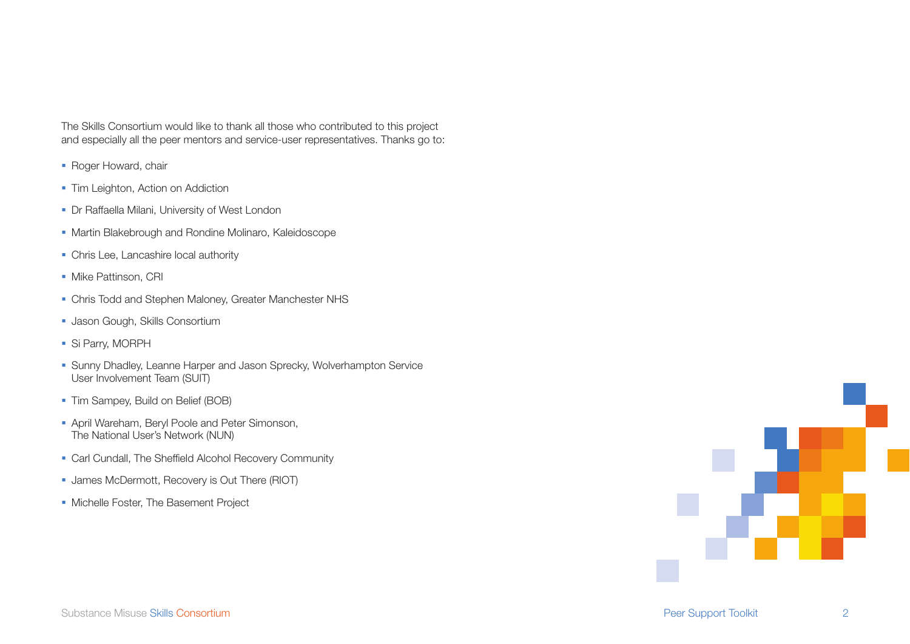The Skills Consortium would like to thank all those who contributed to this project and especially all the peer mentors and service-user representatives. Thanks go to:

- Roger Howard, chair
- Tim Leighton, Action on Addiction
- Dr Raffaella Milani, University of West London
- Martin Blakebrough and Rondine Molinaro, Kaleidoscope
- Chris Lee, Lancashire local authority
- Mike Pattinson, CRI
- Chris Todd and Stephen Maloney, Greater Manchester NHS
- Jason Gough, Skills Consortium
- Si Parry, MORPH
- Sunny Dhadley, Leanne Harper and Jason Sprecky, Wolverhampton Service User Involvement Team (SUIT)
- Tim Sampey, Build on Belief (BOB)
- April Wareham, Beryl Poole and Peter Simonson, The National User's Network (NUN)
- Carl Cundall, The Sheffield Alcohol Recovery Community
- James McDermott, Recovery is Out There (RIOT)
- Michelle Foster, The Basement Project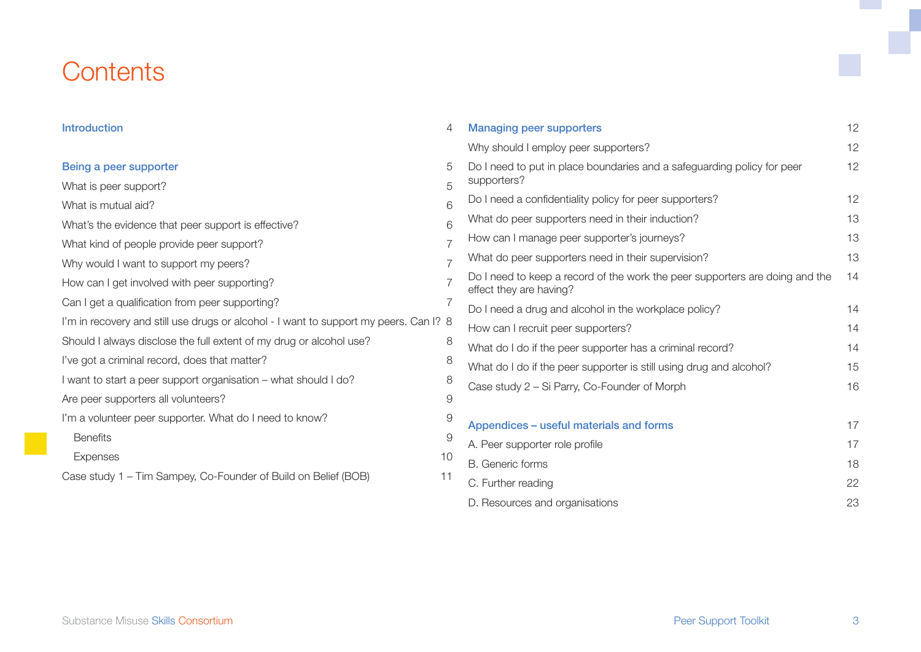# Contents

| | |
|---|---|
| **Introduction** | 4 |
| | |
| **Being a peer supporter** | 5 |
| What is peer support? | 5 |
| What is mutual aid? | 6 |
| What's the evidence that peer support is effective? | 6 |
| What kind of people provide peer support? | 7 |
| Why would I want to support my peers? | 7 |
| How can I get involved with peer supporting? | 7 |
| Can I get a qualification from peer supporting? | 7 |
| I'm in recovery and still use drugs or alcohol - I want to support my peers. Can I? | 8 |
| Should I always disclose the full extent of my drug or alcohol use? | 8 |
| I've got a criminal record, does that matter? | 8 |
| I want to start a peer support organisation – what should I do? | 8 |
| Are peer supporters all volunteers? | 9 |
| I'm a volunteer peer supporter. What do I need to know? | 9 |
| Benefits | 9 |
| Expenses | 10 |
| Case study 1 – Tim Sampey, Co-Founder of Build on Belief (BOB) | 11 |
| | |
| **Managing peer supporters** | 12 |
| Why should I employ peer supporters? | 12 |
| Do I need to put in place boundaries and a safeguarding policy for peer supporters? | 12 |
| Do I need a confidentiality policy for peer supporters? | 12 |
| What do peer supporters need in their induction? | 13 |
| How can I manage peer supporter's journeys? | 13 |
| What do peer supporters need in their supervision? | 13 |
| Do I need to keep a record of the work the peer supporters are doing and the effect they are having? | 14 |
| Do I need a drug and alcohol in the workplace policy? | 14 |
| How can I recruit peer supporters? | 14 |
| What do I do if the peer supporter has a criminal record? | 14 |
| What do I do if the peer supporter is still using drug and alcohol? | 15 |
| Case study 2 – Si Parry, Co-Founder of Morph | 16 |
| | |
| **Appendices – useful materials and forms** | 17 |
| A. Peer supporter role profile | 17 |
| B. Generic forms | 18 |
| C. Further reading | 22 |
| D. Resources and organisations | 23 |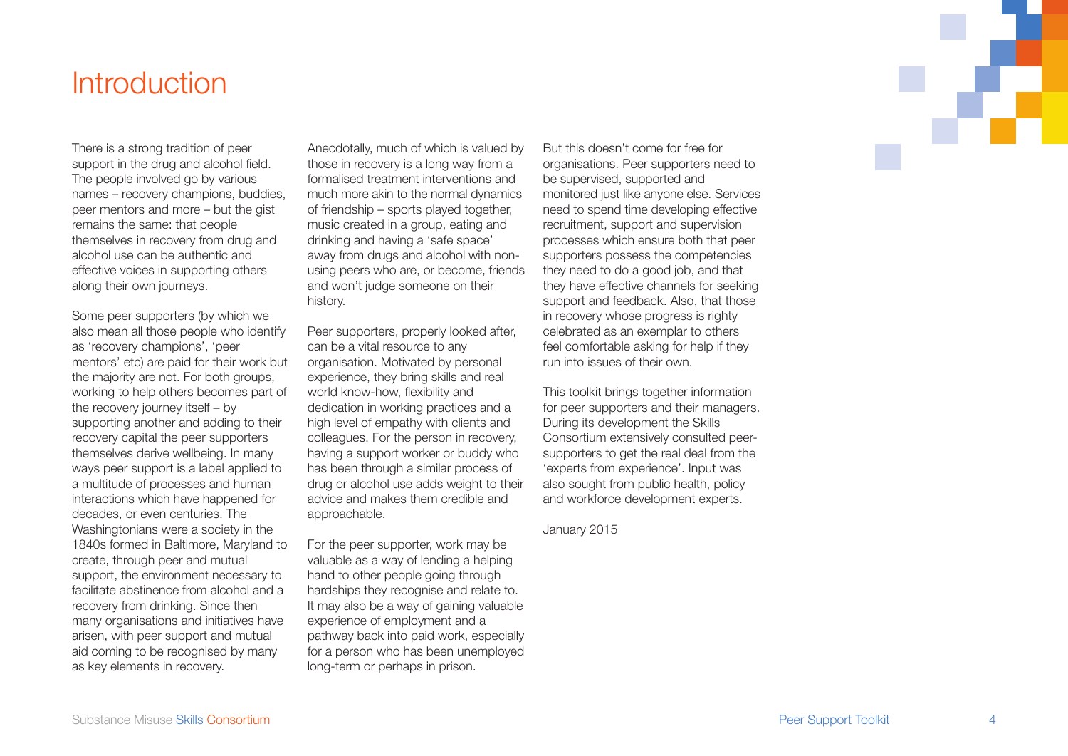# Introduction

There is a strong tradition of peer support in the drug and alcohol field. The people involved go by various names – recovery champions, buddies, peer mentors and more – but the gist remains the same: that people themselves in recovery from drug and alcohol use can be authentic and effective voices in supporting others along their own journeys.

Some peer supporters (by which we also mean all those people who identify as 'recovery champions', 'peer mentors' etc) are paid for their work but the majority are not. For both groups, working to help others becomes part of the recovery journey itself – by supporting another and adding to their recovery capital the peer supporters themselves derive wellbeing. In many ways peer support is a label applied to a multitude of processes and human interactions which have happened for decades, or even centuries. The Washingtonians were a society in the 1840s formed in Baltimore, Maryland to create, through peer and mutual support, the environment necessary to facilitate abstinence from alcohol and a recovery from drinking. Since then many organisations and initiatives have arisen, with peer support and mutual aid coming to be recognised by many as key elements in recovery.

Anecdotally, much of which is valued by those in recovery is a long way from a formalised treatment interventions and much more akin to the normal dynamics of friendship – sports played together, music created in a group, eating and drinking and having a 'safe space' away from drugs and alcohol with non-using peers who are, or become, friends and won't judge someone on their history.

Peer supporters, properly looked after, can be a vital resource to any organisation. Motivated by personal experience, they bring skills and real world know-how, flexibility and dedication in working practices and a high level of empathy with clients and colleagues. For the person in recovery, having a support worker or buddy who has been through a similar process of drug or alcohol use adds weight to their advice and makes them credible and approachable.

For the peer supporter, work may be valuable as a way of lending a helping hand to other people going through hardships they recognise and relate to. It may also be a way of gaining valuable experience of employment and a pathway back into paid work, especially for a person who has been unemployed long-term or perhaps in prison.

But this doesn't come for free for organisations. Peer supporters need to be supervised, supported and monitored just like anyone else. Services need to spend time developing effective recruitment, support and supervision processes which ensure both that peer supporters possess the competencies they need to do a good job, and that they have effective channels for seeking support and feedback. Also, that those in recovery whose progress is righty celebrated as an exemplar to others feel comfortable asking for help if they run into issues of their own.

This toolkit brings together information for peer supporters and their managers. During its development the Skills Consortium extensively consulted peer-supporters to get the real deal from the 'experts from experience'. Input was also sought from public health, policy and workforce development experts.

January 2015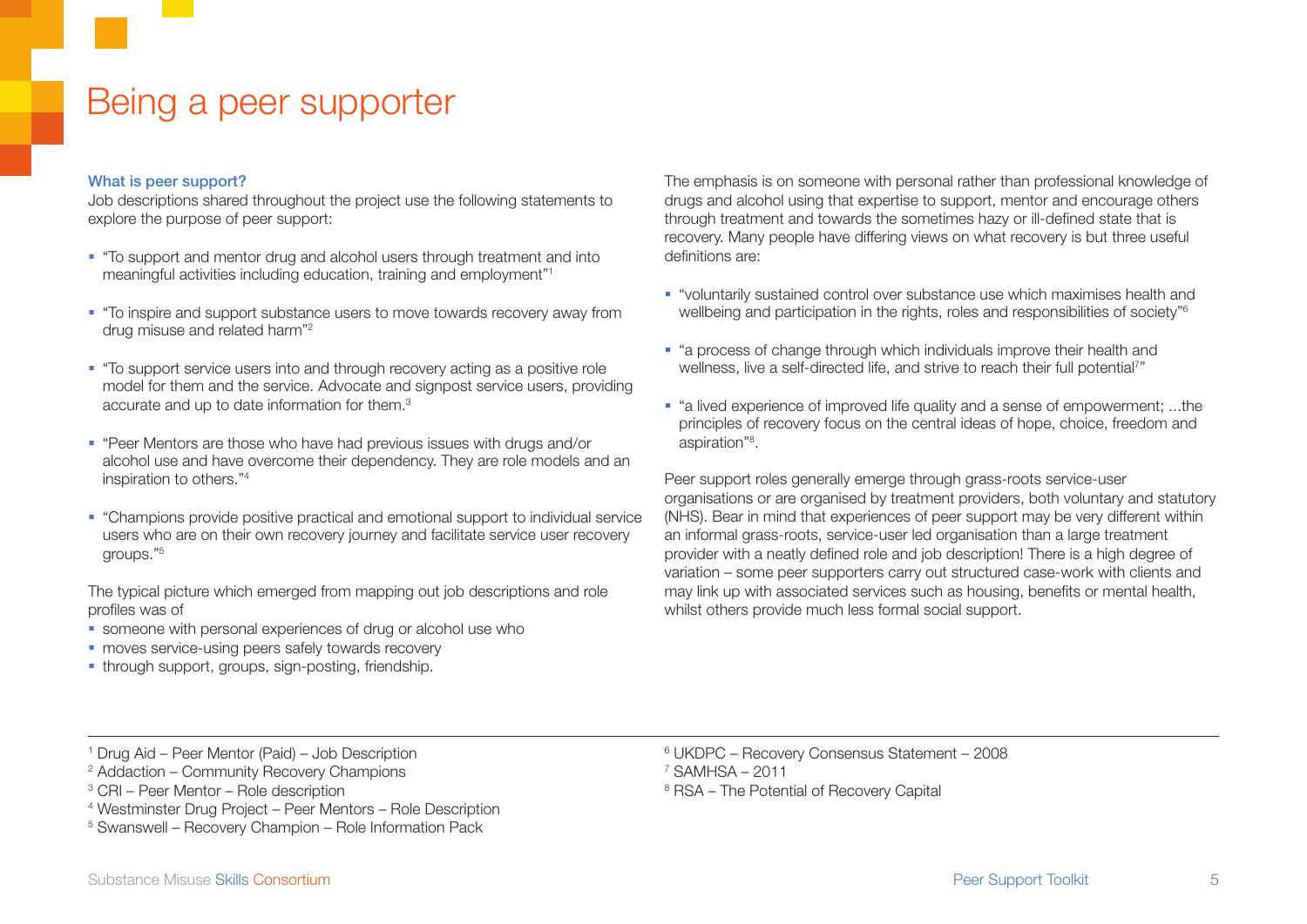# Being a peer supporter

### What is peer support?

Job descriptions shared throughout the project use the following statements to explore the purpose of peer support:

- "To support and mentor drug and alcohol users through treatment and into meaningful activities including education, training and employment"[1]
- "To inspire and support substance users to move towards recovery away from drug misuse and related harm"[2]
- "To support service users into and through recovery acting as a positive role model for them and the service. Advocate and signpost service users, providing accurate and up to date information for them.[3]
- "Peer Mentors are those who have had previous issues with drugs and/or alcohol use and have overcome their dependency. They are role models and an inspiration to others."[4]
- "Champions provide positive practical and emotional support to individual service users who are on their own recovery journey and facilitate service user recovery groups."[5]

The typical picture which emerged from mapping out job descriptions and role profiles was of

- someone with personal experiences of drug or alcohol use who
- moves service-using peers safely towards recovery
- through support, groups, sign-posting, friendship.

The emphasis is on someone with personal rather than professional knowledge of drugs and alcohol using that expertise to support, mentor and encourage others through treatment and towards the sometimes hazy or ill-defined state that is recovery. Many people have differing views on what recovery is but three useful definitions are:

- "voluntarily sustained control over substance use which maximises health and wellbeing and participation in the rights, roles and responsibilities of society"[6]
- "a process of change through which individuals improve their health and wellness, live a self-directed life, and strive to reach their full potential[7]"
- "a lived experience of improved life quality and a sense of empowerment; ...the principles of recovery focus on the central ideas of hope, choice, freedom and aspiration"[8].

Peer support roles generally emerge through grass-roots service-user organisations or are organised by treatment providers, both voluntary and statutory (NHS). Bear in mind that experiences of peer support may be very different within an informal grass-roots, service-user led organisation than a large treatment provider with a neatly defined role and job description! There is a high degree of variation – some peer supporters carry out structured case-work with clients and may link up with associated services such as housing, benefits or mental health, whilst others provide much less formal social support.

---

[1] Drug Aid – Peer Mentor (Paid) – Job Description
[2] Addaction – Community Recovery Champions
[3] CRI – Peer Mentor – Role description
[4] Westminster Drug Project – Peer Mentors – Role Description
[5] Swanswell – Recovery Champion – Role Information Pack
[6] UKDPC – Recovery Consensus Statement – 2008
[7] SAMHSA – 2011
[8] RSA – The Potential of Recovery Capital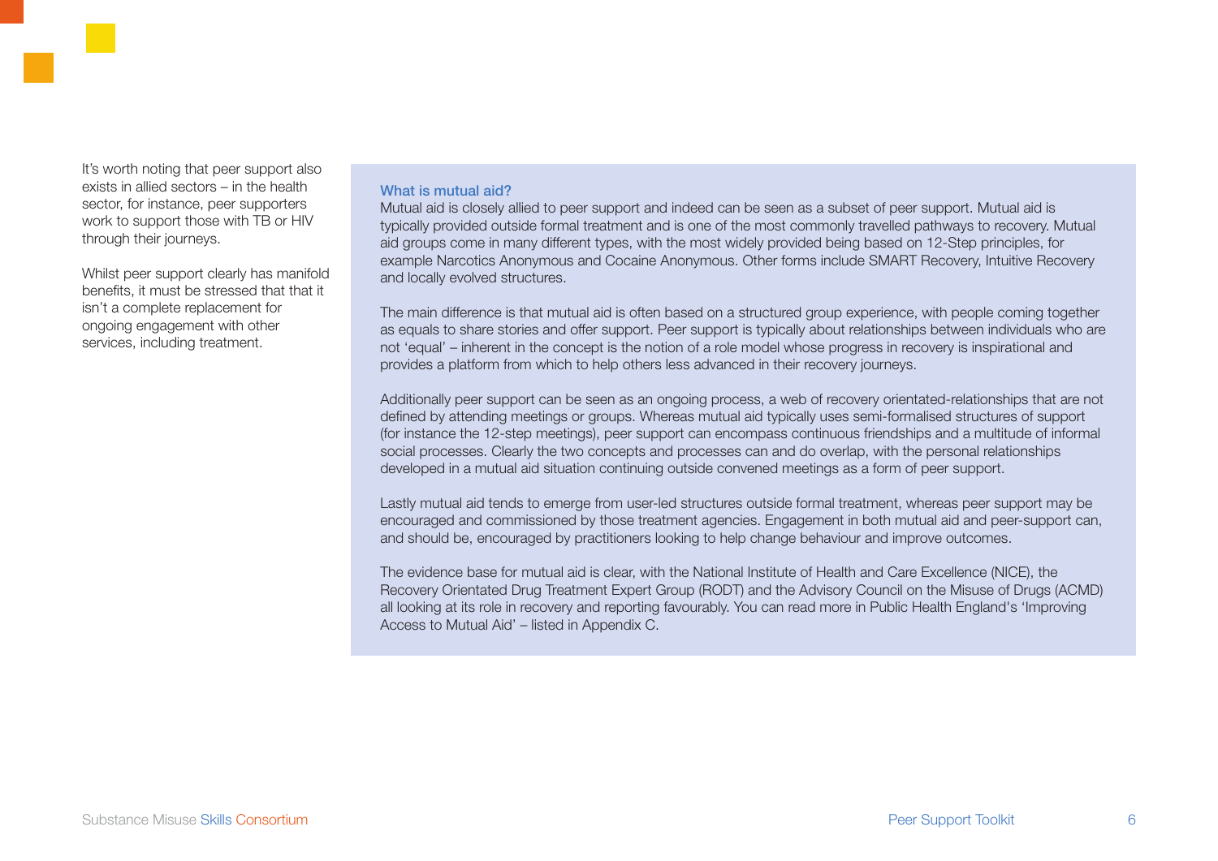It's worth noting that peer support also exists in allied sectors – in the health sector, for instance, peer supporters work to support those with TB or HIV through their journeys.

Whilst peer support clearly has manifold benefits, it must be stressed that that it isn't a complete replacement for ongoing engagement with other services, including treatment.

### What is mutual aid?

Mutual aid is closely allied to peer support and indeed can be seen as a subset of peer support. Mutual aid is typically provided outside formal treatment and is one of the most commonly travelled pathways to recovery. Mutual aid groups come in many different types, with the most widely provided being based on 12-Step principles, for example Narcotics Anonymous and Cocaine Anonymous. Other forms include SMART Recovery, Intuitive Recovery and locally evolved structures.

The main difference is that mutual aid is often based on a structured group experience, with people coming together as equals to share stories and offer support. Peer support is typically about relationships between individuals who are not 'equal' – inherent in the concept is the notion of a role model whose progress in recovery is inspirational and provides a platform from which to help others less advanced in their recovery journeys.

Additionally peer support can be seen as an ongoing process, a web of recovery orientated-relationships that are not defined by attending meetings or groups. Whereas mutual aid typically uses semi-formalised structures of support (for instance the 12-step meetings), peer support can encompass continuous friendships and a multitude of informal social processes. Clearly the two concepts and processes can and do overlap, with the personal relationships developed in a mutual aid situation continuing outside convened meetings as a form of peer support.

Lastly mutual aid tends to emerge from user-led structures outside formal treatment, whereas peer support may be encouraged and commissioned by those treatment agencies. Engagement in both mutual aid and peer-support can, and should be, encouraged by practitioners looking to help change behaviour and improve outcomes.

The evidence base for mutual aid is clear, with the National Institute of Health and Care Excellence (NICE), the Recovery Orientated Drug Treatment Expert Group (RODT) and the Advisory Council on the Misuse of Drugs (ACMD) all looking at its role in recovery and reporting favourably. You can read more in Public Health England's 'Improving Access to Mutual Aid' – listed in Appendix C.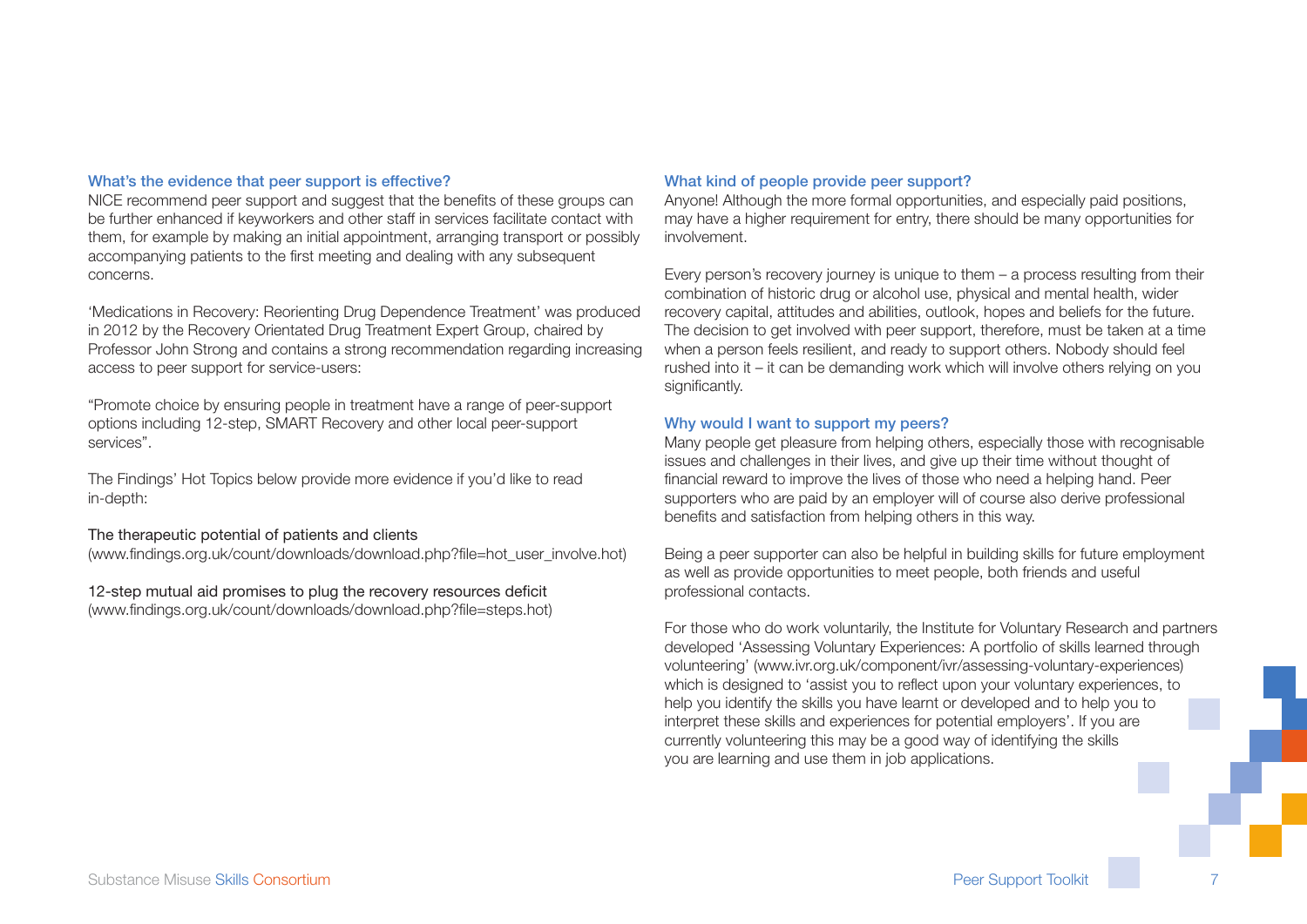### What's the evidence that peer support is effective?

NICE recommend peer support and suggest that the benefits of these groups can be further enhanced if keyworkers and other staff in services facilitate contact with them, for example by making an initial appointment, arranging transport or possibly accompanying patients to the first meeting and dealing with any subsequent concerns.

'Medications in Recovery: Reorienting Drug Dependence Treatment' was produced in 2012 by the Recovery Orientated Drug Treatment Expert Group, chaired by Professor John Strong and contains a strong recommendation regarding increasing access to peer support for service-users:

"Promote choice by ensuring people in treatment have a range of peer-support options including 12-step, SMART Recovery and other local peer-support services".

The Findings' Hot Topics below provide more evidence if you'd like to read in-depth:

The therapeutic potential of patients and clients
(www.findings.org.uk/count/downloads/download.php?file=hot_user_involve.hot)

12-step mutual aid promises to plug the recovery resources deficit
(www.findings.org.uk/count/downloads/download.php?file=steps.hot)

### What kind of people provide peer support?

Anyone! Although the more formal opportunities, and especially paid positions, may have a higher requirement for entry, there should be many opportunities for involvement.

Every person's recovery journey is unique to them – a process resulting from their combination of historic drug or alcohol use, physical and mental health, wider recovery capital, attitudes and abilities, outlook, hopes and beliefs for the future. The decision to get involved with peer support, therefore, must be taken at a time when a person feels resilient, and ready to support others. Nobody should feel rushed into it – it can be demanding work which will involve others relying on you significantly.

### Why would I want to support my peers?

Many people get pleasure from helping others, especially those with recognisable issues and challenges in their lives, and give up their time without thought of financial reward to improve the lives of those who need a helping hand. Peer supporters who are paid by an employer will of course also derive professional benefits and satisfaction from helping others in this way.

Being a peer supporter can also be helpful in building skills for future employment as well as provide opportunities to meet people, both friends and useful professional contacts.

For those who do work voluntarily, the Institute for Voluntary Research and partners developed 'Assessing Voluntary Experiences: A portfolio of skills learned through volunteering' (www.ivr.org.uk/component/ivr/assessing-voluntary-experiences) which is designed to 'assist you to reflect upon your voluntary experiences, to help you identify the skills you have learnt or developed and to help you to interpret these skills and experiences for potential employers'. If you are currently volunteering this may be a good way of identifying the skills you are learning and use them in job applications.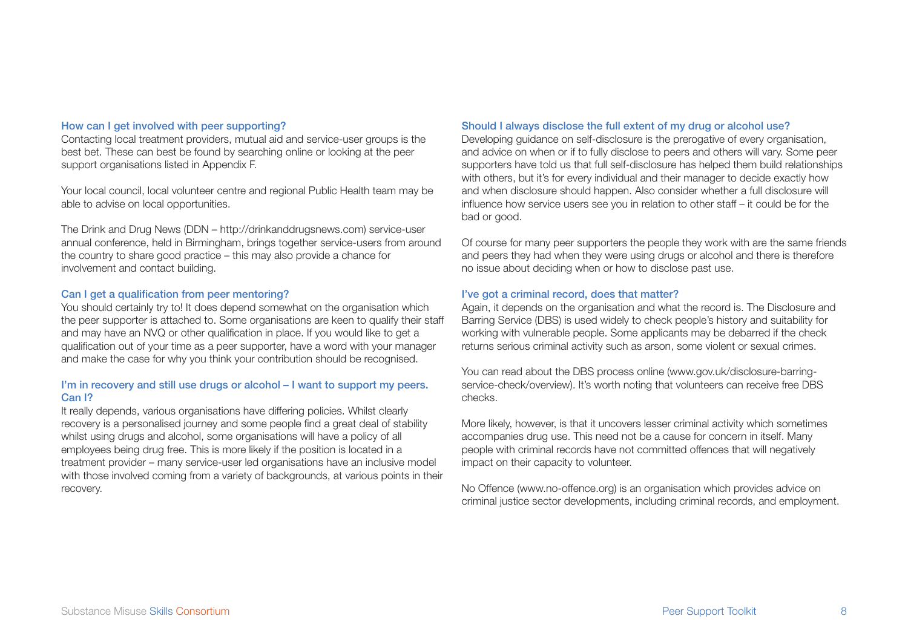### How can I get involved with peer supporting?

Contacting local treatment providers, mutual aid and service-user groups is the best bet. These can best be found by searching online or looking at the peer support organisations listed in Appendix F.

Your local council, local volunteer centre and regional Public Health team may be able to advise on local opportunities.

The Drink and Drug News (DDN – http://drinkanddrugsnews.com) service-user annual conference, held in Birmingham, brings together service-users from around the country to share good practice – this may also provide a chance for involvement and contact building.

### Can I get a qualification from peer mentoring?

You should certainly try to! It does depend somewhat on the organisation which the peer supporter is attached to. Some organisations are keen to qualify their staff and may have an NVQ or other qualification in place. If you would like to get a qualification out of your time as a peer supporter, have a word with your manager and make the case for why you think your contribution should be recognised.

### I'm in recovery and still use drugs or alcohol – I want to support my peers. Can I?

It really depends, various organisations have differing policies. Whilst clearly recovery is a personalised journey and some people find a great deal of stability whilst using drugs and alcohol, some organisations will have a policy of all employees being drug free. This is more likely if the position is located in a treatment provider – many service-user led organisations have an inclusive model with those involved coming from a variety of backgrounds, at various points in their recovery.

### Should I always disclose the full extent of my drug or alcohol use?

Developing guidance on self-disclosure is the prerogative of every organisation, and advice on when or if to fully disclose to peers and others will vary. Some peer supporters have told us that full self-disclosure has helped them build relationships with others, but it's for every individual and their manager to decide exactly how and when disclosure should happen. Also consider whether a full disclosure will influence how service users see you in relation to other staff – it could be for the bad or good.

Of course for many peer supporters the people they work with are the same friends and peers they had when they were using drugs or alcohol and there is therefore no issue about deciding when or how to disclose past use.

### I've got a criminal record, does that matter?

Again, it depends on the organisation and what the record is. The Disclosure and Barring Service (DBS) is used widely to check people's history and suitability for working with vulnerable people. Some applicants may be debarred if the check returns serious criminal activity such as arson, some violent or sexual crimes.

You can read about the DBS process online (www.gov.uk/disclosure-barring-service-check/overview). It's worth noting that volunteers can receive free DBS checks.

More likely, however, is that it uncovers lesser criminal activity which sometimes accompanies drug use. This need not be a cause for concern in itself. Many people with criminal records have not committed offences that will negatively impact on their capacity to volunteer.

No Offence (www.no-offence.org) is an organisation which provides advice on criminal justice sector developments, including criminal records, and employment.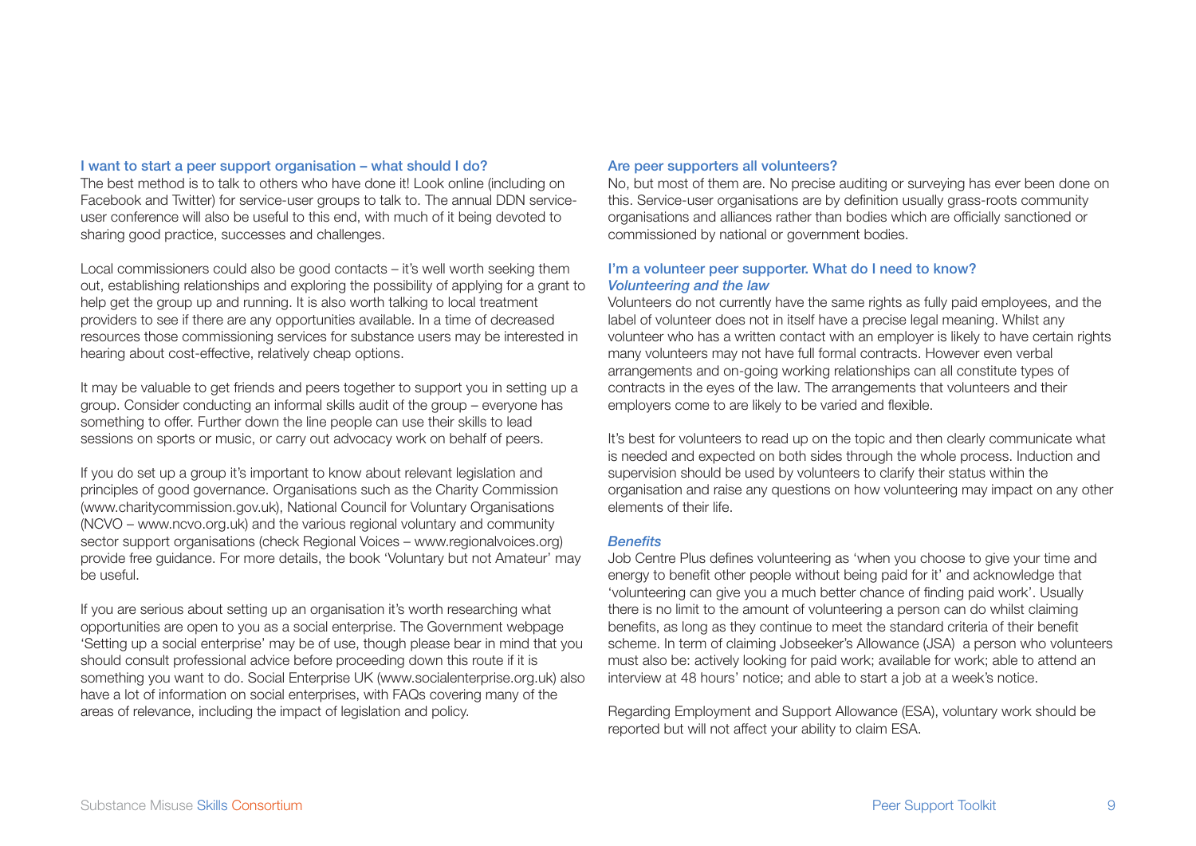### I want to start a peer support organisation – what should I do?

The best method is to talk to others who have done it! Look online (including on Facebook and Twitter) for service-user groups to talk to. The annual DDN service-user conference will also be useful to this end, with much of it being devoted to sharing good practice, successes and challenges.

Local commissioners could also be good contacts – it's well worth seeking them out, establishing relationships and exploring the possibility of applying for a grant to help get the group up and running. It is also worth talking to local treatment providers to see if there are any opportunities available. In a time of decreased resources those commissioning services for substance users may be interested in hearing about cost-effective, relatively cheap options.

It may be valuable to get friends and peers together to support you in setting up a group. Consider conducting an informal skills audit of the group – everyone has something to offer. Further down the line people can use their skills to lead sessions on sports or music, or carry out advocacy work on behalf of peers.

If you do set up a group it's important to know about relevant legislation and principles of good governance. Organisations such as the Charity Commission (www.charitycommission.gov.uk), National Council for Voluntary Organisations (NCVO – www.ncvo.org.uk) and the various regional voluntary and community sector support organisations (check Regional Voices – www.regionalvoices.org) provide free guidance. For more details, the book 'Voluntary but not Amateur' may be useful.

If you are serious about setting up an organisation it's worth researching what opportunities are open to you as a social enterprise. The Government webpage 'Setting up a social enterprise' may be of use, though please bear in mind that you should consult professional advice before proceeding down this route if it is something you want to do. Social Enterprise UK (www.socialenterprise.org.uk) also have a lot of information on social enterprises, with FAQs covering many of the areas of relevance, including the impact of legislation and policy.

### Are peer supporters all volunteers?

No, but most of them are. No precise auditing or surveying has ever been done on this. Service-user organisations are by definition usually grass-roots community organisations and alliances rather than bodies which are officially sanctioned or commissioned by national or government bodies.

### I'm a volunteer peer supporter. What do I need to know?

#### *Volunteering and the law*

Volunteers do not currently have the same rights as fully paid employees, and the label of volunteer does not in itself have a precise legal meaning. Whilst any volunteer who has a written contact with an employer is likely to have certain rights many volunteers may not have full formal contracts. However even verbal arrangements and on-going working relationships can all constitute types of contracts in the eyes of the law. The arrangements that volunteers and their employers come to are likely to be varied and flexible.

It's best for volunteers to read up on the topic and then clearly communicate what is needed and expected on both sides through the whole process. Induction and supervision should be used by volunteers to clarify their status within the organisation and raise any questions on how volunteering may impact on any other elements of their life.

#### *Benefits*

Job Centre Plus defines volunteering as 'when you choose to give your time and energy to benefit other people without being paid for it' and acknowledge that 'volunteering can give you a much better chance of finding paid work'. Usually there is no limit to the amount of volunteering a person can do whilst claiming benefits, as long as they continue to meet the standard criteria of their benefit scheme. In term of claiming Jobseeker's Allowance (JSA) a person who volunteers must also be: actively looking for paid work; available for work; able to attend an interview at 48 hours' notice; and able to start a job at a week's notice.

Regarding Employment and Support Allowance (ESA), voluntary work should be reported but will not affect your ability to claim ESA.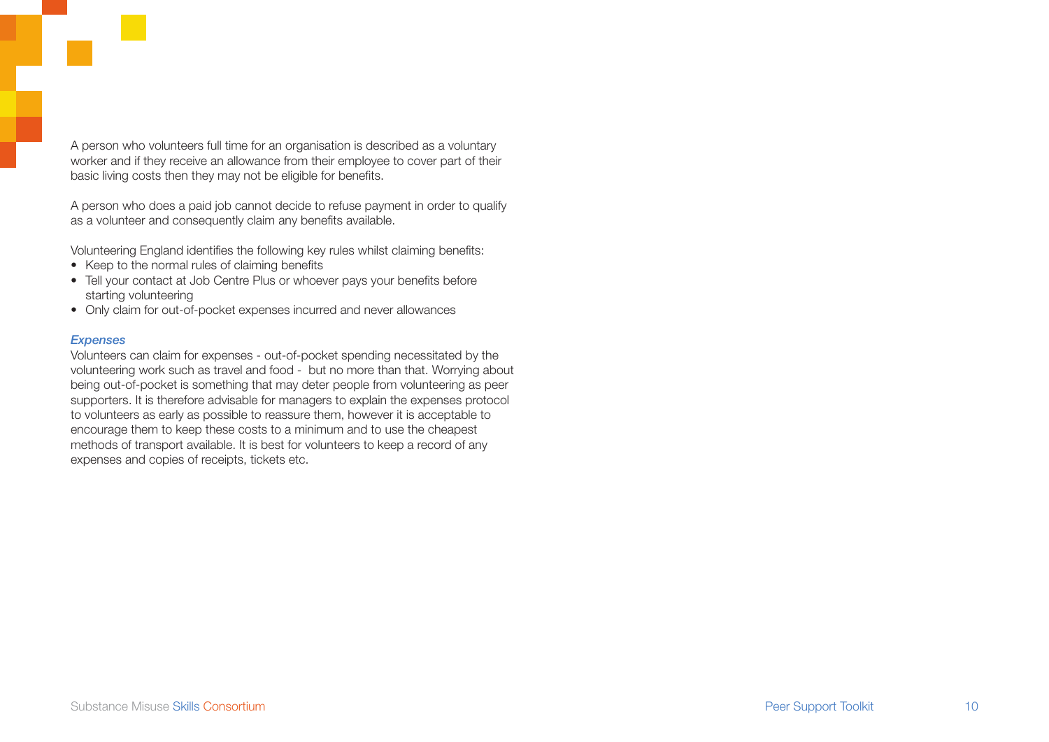A person who volunteers full time for an organisation is described as a voluntary worker and if they receive an allowance from their employee to cover part of their basic living costs then they may not be eligible for benefits.

A person who does a paid job cannot decide to refuse payment in order to qualify as a volunteer and consequently claim any benefits available.

Volunteering England identifies the following key rules whilst claiming benefits:

- Keep to the normal rules of claiming benefits
- Tell your contact at Job Centre Plus or whoever pays your benefits before starting volunteering
- Only claim for out-of-pocket expenses incurred and never allowances

***Expenses***

Volunteers can claim for expenses - out-of-pocket spending necessitated by the volunteering work such as travel and food - but no more than that. Worrying about being out-of-pocket is something that may deter people from volunteering as peer supporters. It is therefore advisable for managers to explain the expenses protocol to volunteers as early as possible to reassure them, however it is acceptable to encourage them to keep these costs to a minimum and to use the cheapest methods of transport available. It is best for volunteers to keep a record of any expenses and copies of receipts, tickets etc.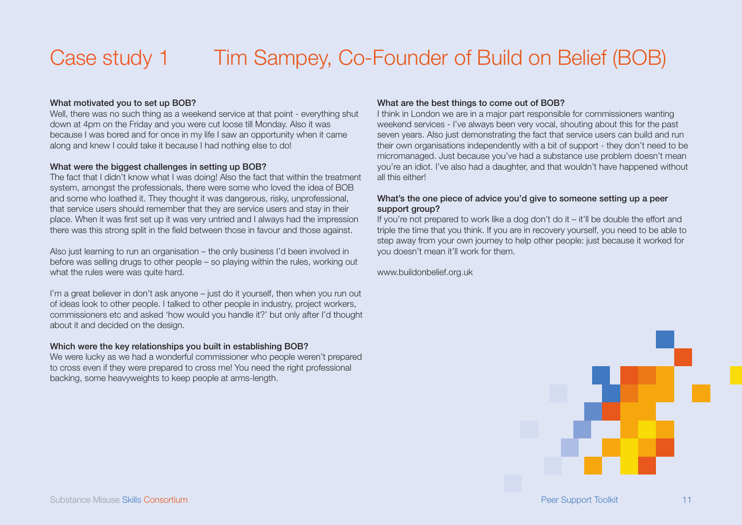# Case study 1 Tim Sampey, Co-Founder of Build on Belief (BOB)

**What motivated you to set up BOB?**
Well, there was no such thing as a weekend service at that point - everything shut down at 4pm on the Friday and you were cut loose till Monday. Also it was because I was bored and for once in my life I saw an opportunity when it came along and knew I could take it because I had nothing else to do!

**What were the biggest challenges in setting up BOB?**
The fact that I didn't know what I was doing! Also the fact that within the treatment system, amongst the professionals, there were some who loved the idea of BOB and some who loathed it. They thought it was dangerous, risky, unprofessional, that service users should remember that they are service users and stay in their place. When it was first set up it was very untried and I always had the impression there was this strong split in the field between those in favour and those against.

Also just learning to run an organisation – the only business I'd been involved in before was selling drugs to other people – so playing within the rules, working out what the rules were was quite hard.

I'm a great believer in don't ask anyone – just do it yourself, then when you run out of ideas look to other people. I talked to other people in industry, project workers, commissioners etc and asked 'how would you handle it?' but only after I'd thought about it and decided on the design.

**Which were the key relationships you built in establishing BOB?**
We were lucky as we had a wonderful commissioner who people weren't prepared to cross even if they were prepared to cross me! You need the right professional backing, some heavyweights to keep people at arms-length.

**What are the best things to come out of BOB?**
I think in London we are in a major part responsible for commissioners wanting weekend services - I've always been very vocal, shouting about this for the past seven years. Also just demonstrating the fact that service users can build and run their own organisations independently with a bit of support - they don't need to be micromanaged. Just because you've had a substance use problem doesn't mean you're an idiot. I've also had a daughter, and that wouldn't have happened without all this either!

**What's the one piece of advice you'd give to someone setting up a peer support group?**
If you're not prepared to work like a dog don't do it – it'll be double the effort and triple the time that you think. If you are in recovery yourself, you need to be able to step away from your own journey to help other people: just because it worked for you doesn't mean it'll work for them.

www.buildonbelief.org.uk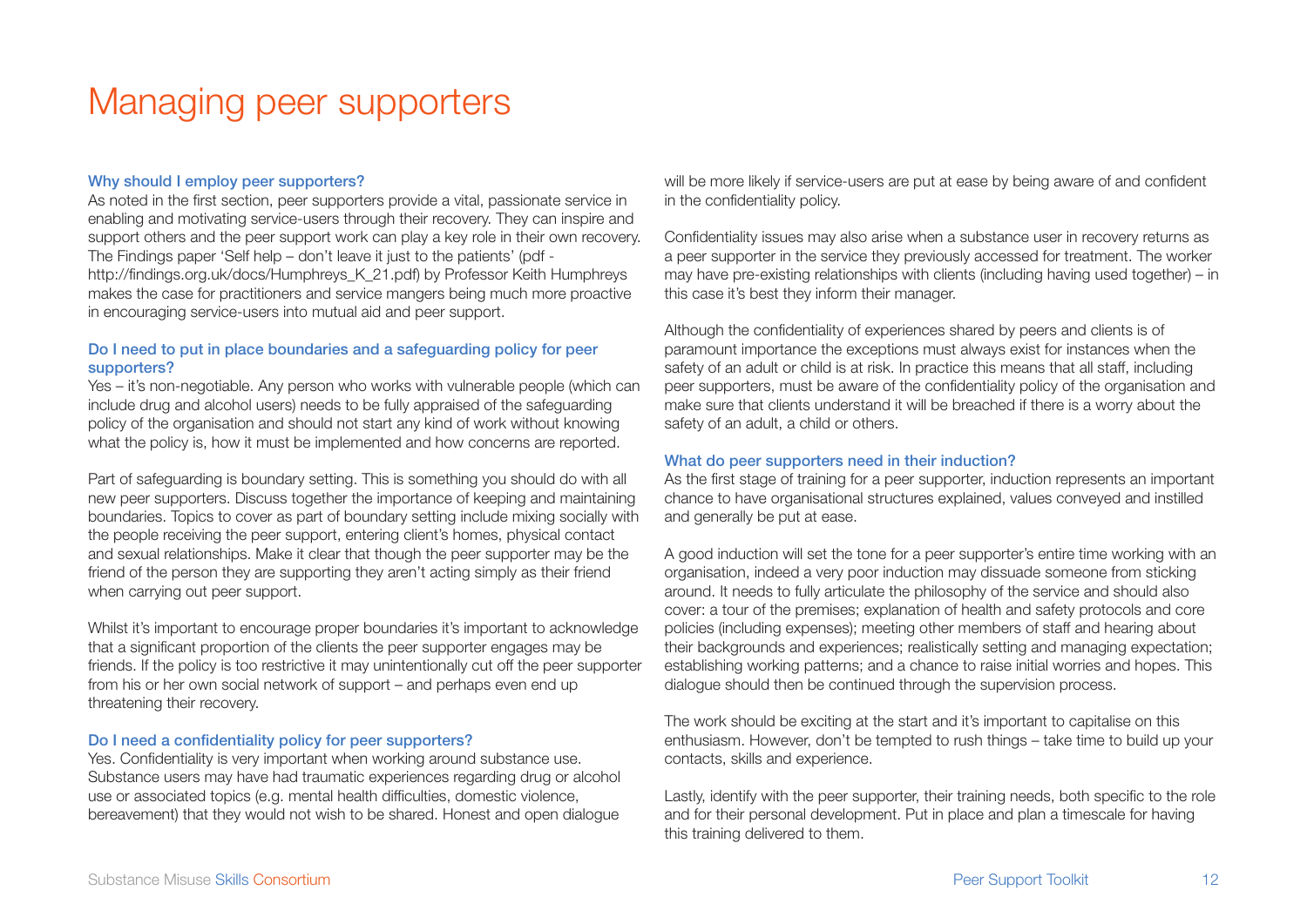# Managing peer supporters

### Why should I employ peer supporters?

As noted in the first section, peer supporters provide a vital, passionate service in enabling and motivating service-users through their recovery. They can inspire and support others and the peer support work can play a key role in their own recovery. The Findings paper 'Self help – don't leave it just to the patients' (pdf - http://findings.org.uk/docs/Humphreys_K_21.pdf) by Professor Keith Humphreys makes the case for practitioners and service mangers being much more proactive in encouraging service-users into mutual aid and peer support.

### Do I need to put in place boundaries and a safeguarding policy for peer supporters?

Yes – it's non-negotiable. Any person who works with vulnerable people (which can include drug and alcohol users) needs to be fully appraised of the safeguarding policy of the organisation and should not start any kind of work without knowing what the policy is, how it must be implemented and how concerns are reported.

Part of safeguarding is boundary setting. This is something you should do with all new peer supporters. Discuss together the importance of keeping and maintaining boundaries. Topics to cover as part of boundary setting include mixing socially with the people receiving the peer support, entering client's homes, physical contact and sexual relationships. Make it clear that though the peer supporter may be the friend of the person they are supporting they aren't acting simply as their friend when carrying out peer support.

Whilst it's important to encourage proper boundaries it's important to acknowledge that a significant proportion of the clients the peer supporter engages may be friends. If the policy is too restrictive it may unintentionally cut off the peer supporter from his or her own social network of support – and perhaps even end up threatening their recovery.

### Do I need a confidentiality policy for peer supporters?

Yes. Confidentiality is very important when working around substance use. Substance users may have had traumatic experiences regarding drug or alcohol use or associated topics (e.g. mental health difficulties, domestic violence, bereavement) that they would not wish to be shared. Honest and open dialogue will be more likely if service-users are put at ease by being aware of and confident in the confidentiality policy.

Confidentiality issues may also arise when a substance user in recovery returns as a peer supporter in the service they previously accessed for treatment. The worker may have pre-existing relationships with clients (including having used together) – in this case it's best they inform their manager.

Although the confidentiality of experiences shared by peers and clients is of paramount importance the exceptions must always exist for instances when the safety of an adult or child is at risk. In practice this means that all staff, including peer supporters, must be aware of the confidentiality policy of the organisation and make sure that clients understand it will be breached if there is a worry about the safety of an adult, a child or others.

### What do peer supporters need in their induction?

As the first stage of training for a peer supporter, induction represents an important chance to have organisational structures explained, values conveyed and instilled and generally be put at ease.

A good induction will set the tone for a peer supporter's entire time working with an organisation, indeed a very poor induction may dissuade someone from sticking around. It needs to fully articulate the philosophy of the service and should also cover: a tour of the premises; explanation of health and safety protocols and core policies (including expenses); meeting other members of staff and hearing about their backgrounds and experiences; realistically setting and managing expectation; establishing working patterns; and a chance to raise initial worries and hopes. This dialogue should then be continued through the supervision process.

The work should be exciting at the start and it's important to capitalise on this enthusiasm. However, don't be tempted to rush things – take time to build up your contacts, skills and experience.

Lastly, identify with the peer supporter, their training needs, both specific to the role and for their personal development. Put in place and plan a timescale for having this training delivered to them.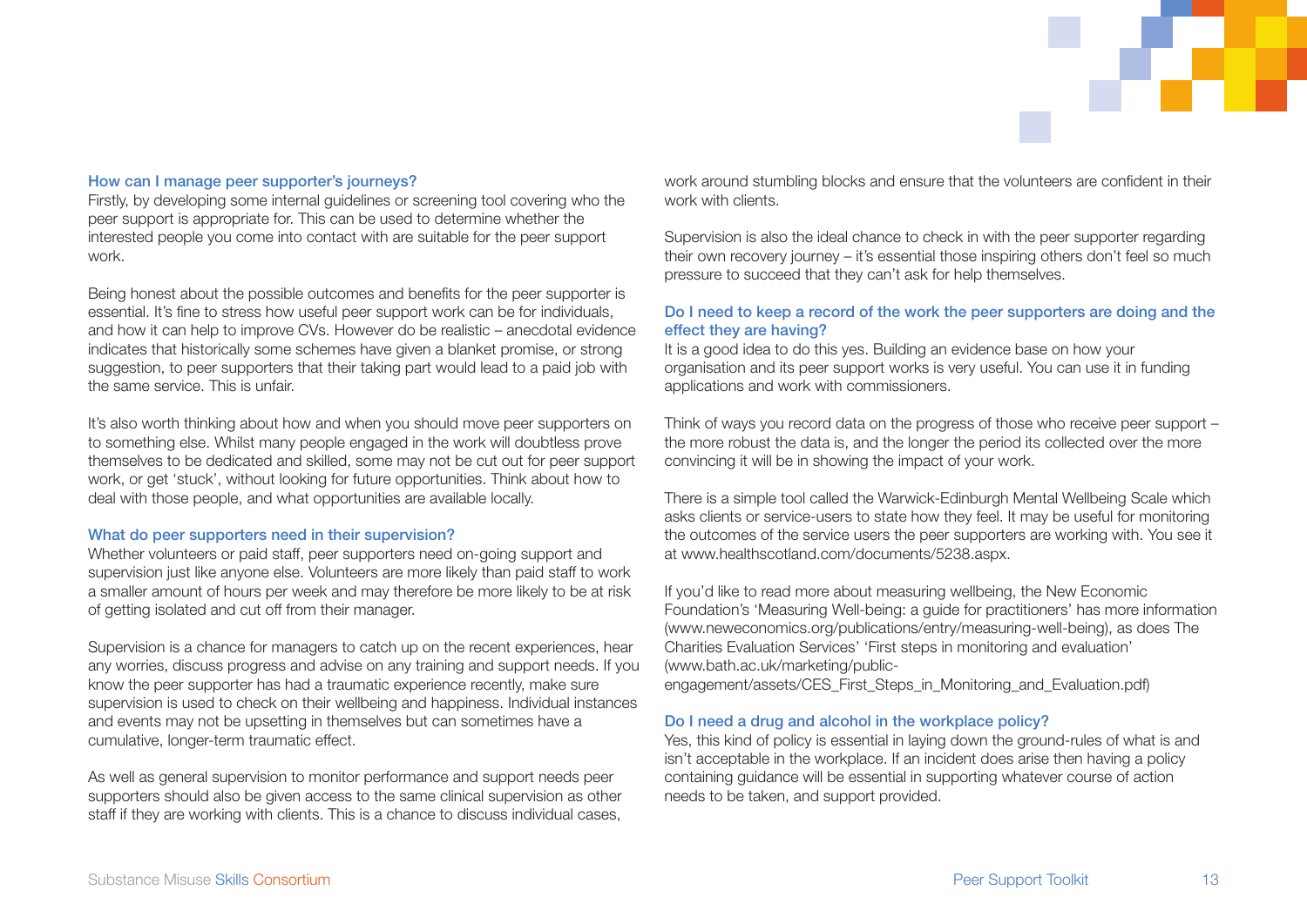### How can I manage peer supporter's journeys?

Firstly, by developing some internal guidelines or screening tool covering who the peer support is appropriate for. This can be used to determine whether the interested people you come into contact with are suitable for the peer support work.

Being honest about the possible outcomes and benefits for the peer supporter is essential. It's fine to stress how useful peer support work can be for individuals, and how it can help to improve CVs. However do be realistic – anecdotal evidence indicates that historically some schemes have given a blanket promise, or strong suggestion, to peer supporters that their taking part would lead to a paid job with the same service. This is unfair.

It's also worth thinking about how and when you should move peer supporters on to something else. Whilst many people engaged in the work will doubtless prove themselves to be dedicated and skilled, some may not be cut out for peer support work, or get 'stuck', without looking for future opportunities. Think about how to deal with those people, and what opportunities are available locally.

### What do peer supporters need in their supervision?

Whether volunteers or paid staff, peer supporters need on-going support and supervision just like anyone else. Volunteers are more likely than paid staff to work a smaller amount of hours per week and may therefore be more likely to be at risk of getting isolated and cut off from their manager.

Supervision is a chance for managers to catch up on the recent experiences, hear any worries, discuss progress and advise on any training and support needs. If you know the peer supporter has had a traumatic experience recently, make sure supervision is used to check on their wellbeing and happiness. Individual instances and events may not be upsetting in themselves but can sometimes have a cumulative, longer-term traumatic effect.

As well as general supervision to monitor performance and support needs peer supporters should also be given access to the same clinical supervision as other staff if they are working with clients. This is a chance to discuss individual cases, work around stumbling blocks and ensure that the volunteers are confident in their work with clients.

Supervision is also the ideal chance to check in with the peer supporter regarding their own recovery journey – it's essential those inspiring others don't feel so much pressure to succeed that they can't ask for help themselves.

### Do I need to keep a record of the work the peer supporters are doing and the effect they are having?

It is a good idea to do this yes. Building an evidence base on how your organisation and its peer support works is very useful. You can use it in funding applications and work with commissioners.

Think of ways you record data on the progress of those who receive peer support – the more robust the data is, and the longer the period its collected over the more convincing it will be in showing the impact of your work.

There is a simple tool called the Warwick-Edinburgh Mental Wellbeing Scale which asks clients or service-users to state how they feel. It may be useful for monitoring the outcomes of the service users the peer supporters are working with. You see it at www.healthscotland.com/documents/5238.aspx.

If you'd like to read more about measuring wellbeing, the New Economic Foundation's 'Measuring Well-being: a guide for practitioners' has more information (www.neweconomics.org/publications/entry/measuring-well-being), as does The Charities Evaluation Services' 'First steps in monitoring and evaluation' (www.bath.ac.uk/marketing/public-engagement/assets/CES_First_Steps_in_Monitoring_and_Evaluation.pdf)

### Do I need a drug and alcohol in the workplace policy?

Yes, this kind of policy is essential in laying down the ground-rules of what is and isn't acceptable in the workplace. If an incident does arise then having a policy containing guidance will be essential in supporting whatever course of action needs to be taken, and support provided.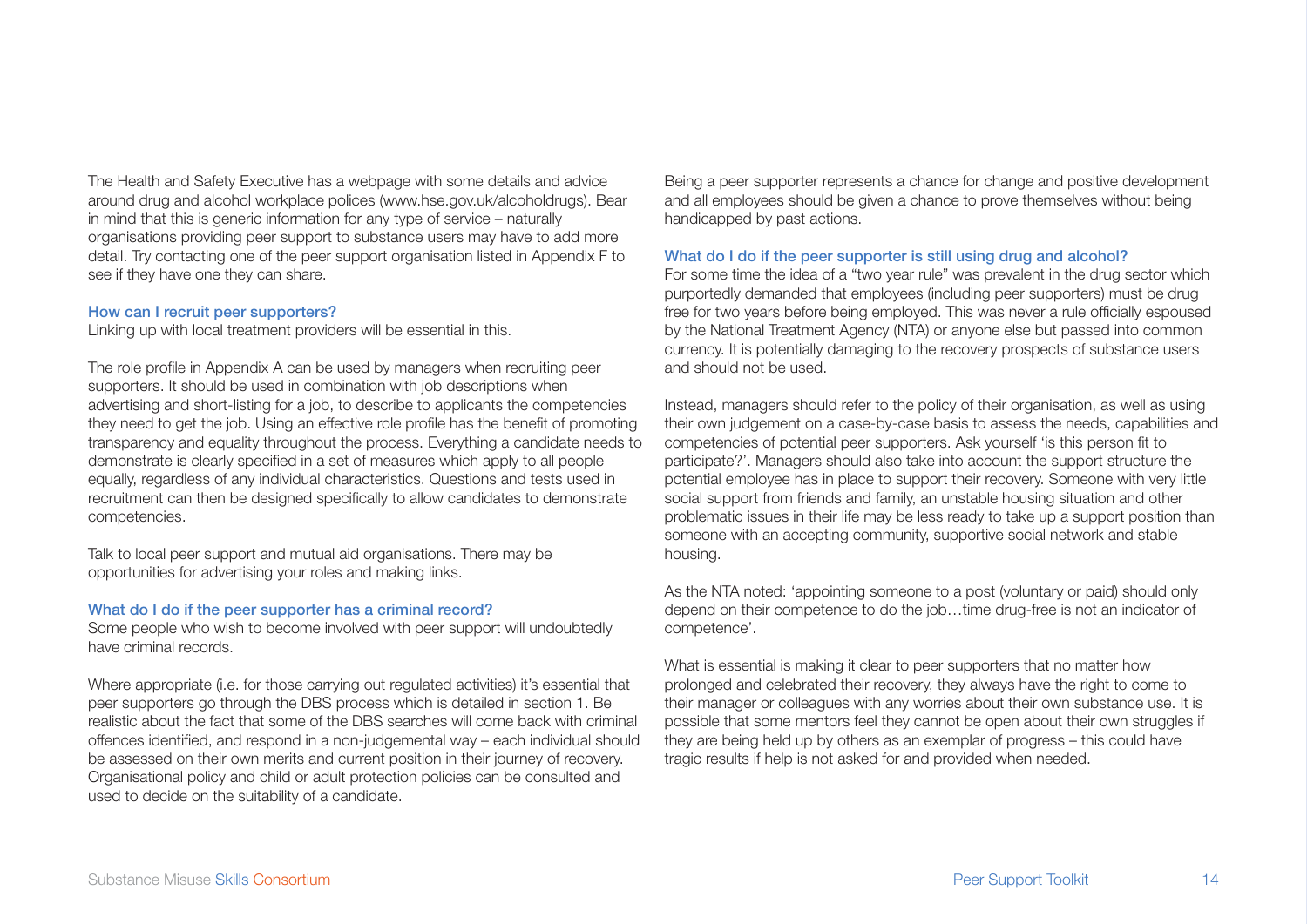The Health and Safety Executive has a webpage with some details and advice around drug and alcohol workplace polices (www.hse.gov.uk/alcoholdrugs). Bear in mind that this is generic information for any type of service – naturally organisations providing peer support to substance users may have to add more detail. Try contacting one of the peer support organisation listed in Appendix F to see if they have one they can share.

### How can I recruit peer supporters?

Linking up with local treatment providers will be essential in this.

The role profile in Appendix A can be used by managers when recruiting peer supporters. It should be used in combination with job descriptions when advertising and short-listing for a job, to describe to applicants the competencies they need to get the job. Using an effective role profile has the benefit of promoting transparency and equality throughout the process. Everything a candidate needs to demonstrate is clearly specified in a set of measures which apply to all people equally, regardless of any individual characteristics. Questions and tests used in recruitment can then be designed specifically to allow candidates to demonstrate competencies.

Talk to local peer support and mutual aid organisations. There may be opportunities for advertising your roles and making links.

### What do I do if the peer supporter has a criminal record?

Some people who wish to become involved with peer support will undoubtedly have criminal records.

Where appropriate (i.e. for those carrying out regulated activities) it's essential that peer supporters go through the DBS process which is detailed in section 1. Be realistic about the fact that some of the DBS searches will come back with criminal offences identified, and respond in a non-judgemental way – each individual should be assessed on their own merits and current position in their journey of recovery. Organisational policy and child or adult protection policies can be consulted and used to decide on the suitability of a candidate.

Being a peer supporter represents a chance for change and positive development and all employees should be given a chance to prove themselves without being handicapped by past actions.

### What do I do if the peer supporter is still using drug and alcohol?

For some time the idea of a "two year rule" was prevalent in the drug sector which purportedly demanded that employees (including peer supporters) must be drug free for two years before being employed. This was never a rule officially espoused by the National Treatment Agency (NTA) or anyone else but passed into common currency. It is potentially damaging to the recovery prospects of substance users and should not be used.

Instead, managers should refer to the policy of their organisation, as well as using their own judgement on a case-by-case basis to assess the needs, capabilities and competencies of potential peer supporters. Ask yourself 'is this person fit to participate?'. Managers should also take into account the support structure the potential employee has in place to support their recovery. Someone with very little social support from friends and family, an unstable housing situation and other problematic issues in their life may be less ready to take up a support position than someone with an accepting community, supportive social network and stable housing.

As the NTA noted: 'appointing someone to a post (voluntary or paid) should only depend on their competence to do the job…time drug-free is not an indicator of competence'.

What is essential is making it clear to peer supporters that no matter how prolonged and celebrated their recovery, they always have the right to come to their manager or colleagues with any worries about their own substance use. It is possible that some mentors feel they cannot be open about their own struggles if they are being held up by others as an exemplar of progress – this could have tragic results if help is not asked for and provided when needed.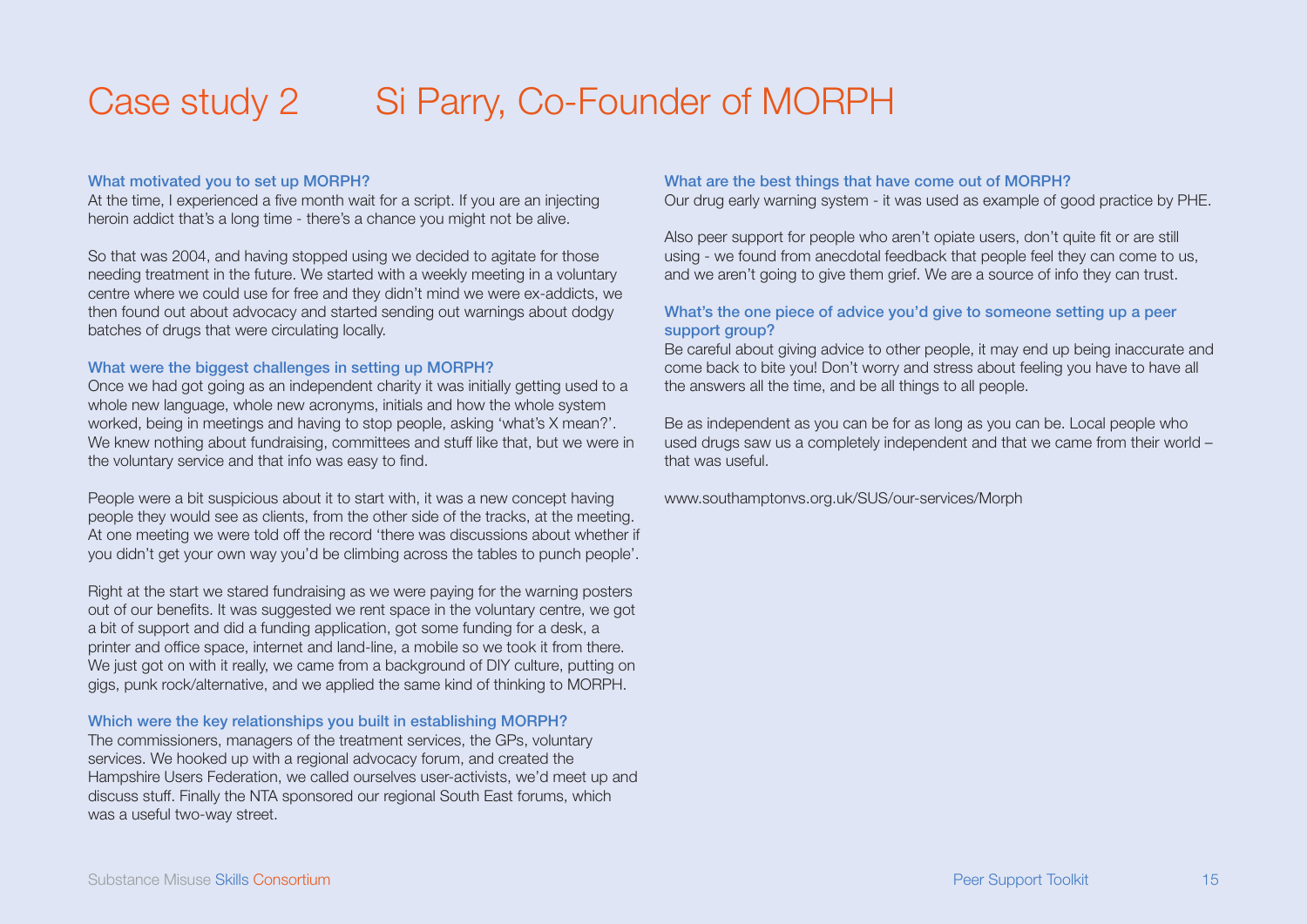# Case study 2 Si Parry, Co-Founder of MORPH

### What motivated you to set up MORPH?

At the time, I experienced a five month wait for a script. If you are an injecting heroin addict that's a long time - there's a chance you might not be alive.

So that was 2004, and having stopped using we decided to agitate for those needing treatment in the future. We started with a weekly meeting in a voluntary centre where we could use for free and they didn't mind we were ex-addicts, we then found out about advocacy and started sending out warnings about dodgy batches of drugs that were circulating locally.

### What were the biggest challenges in setting up MORPH?

Once we had got going as an independent charity it was initially getting used to a whole new language, whole new acronyms, initials and how the whole system worked, being in meetings and having to stop people, asking 'what's X mean?'. We knew nothing about fundraising, committees and stuff like that, but we were in the voluntary service and that info was easy to find.

People were a bit suspicious about it to start with, it was a new concept having people they would see as clients, from the other side of the tracks, at the meeting. At one meeting we were told off the record 'there was discussions about whether if you didn't get your own way you'd be climbing across the tables to punch people'.

Right at the start we stared fundraising as we were paying for the warning posters out of our benefits. It was suggested we rent space in the voluntary centre, we got a bit of support and did a funding application, got some funding for a desk, a printer and office space, internet and land-line, a mobile so we took it from there. We just got on with it really, we came from a background of DIY culture, putting on gigs, punk rock/alternative, and we applied the same kind of thinking to MORPH.

### Which were the key relationships you built in establishing MORPH?

The commissioners, managers of the treatment services, the GPs, voluntary services. We hooked up with a regional advocacy forum, and created the Hampshire Users Federation, we called ourselves user-activists, we'd meet up and discuss stuff. Finally the NTA sponsored our regional South East forums, which was a useful two-way street.

### What are the best things that have come out of MORPH?

Our drug early warning system - it was used as example of good practice by PHE.

Also peer support for people who aren't opiate users, don't quite fit or are still using - we found from anecdotal feedback that people feel they can come to us, and we aren't going to give them grief. We are a source of info they can trust.

### What's the one piece of advice you'd give to someone setting up a peer support group?

Be careful about giving advice to other people, it may end up being inaccurate and come back to bite you! Don't worry and stress about feeling you have to have all the answers all the time, and be all things to all people.

Be as independent as you can be for as long as you can be. Local people who used drugs saw us a completely independent and that we came from their world – that was useful.

www.southamptonvs.org.uk/SUS/our-services/Morph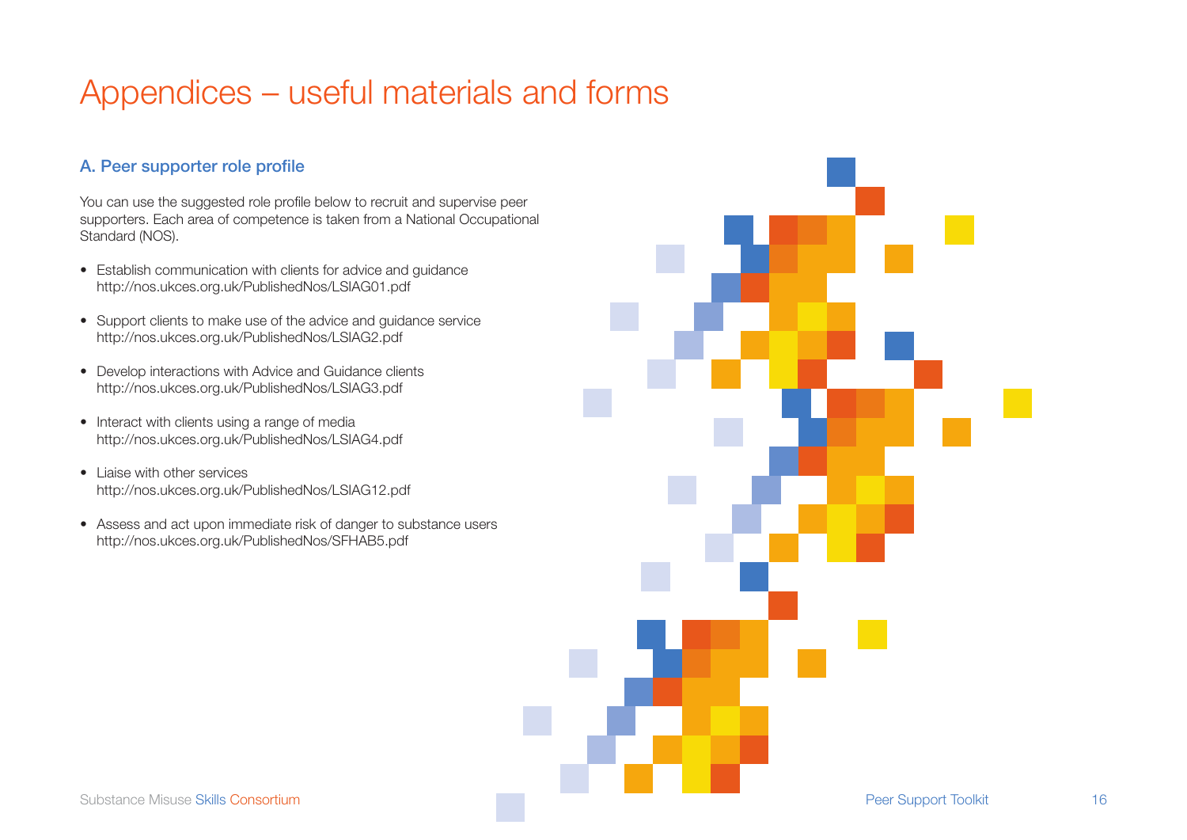# Appendices – useful materials and forms

## A. Peer supporter role profile

You can use the suggested role profile below to recruit and supervise peer supporters. Each area of competence is taken from a National Occupational Standard (NOS).

- Establish communication with clients for advice and guidance
  http://nos.ukces.org.uk/PublishedNos/LSIAG01.pdf
- Support clients to make use of the advice and guidance service
  http://nos.ukces.org.uk/PublishedNos/LSIAG2.pdf
- Develop interactions with Advice and Guidance clients
  http://nos.ukces.org.uk/PublishedNos/LSIAG3.pdf
- Interact with clients using a range of media
  http://nos.ukces.org.uk/PublishedNos/LSIAG4.pdf
- Liaise with other services
  http://nos.ukces.org.uk/PublishedNos/LSIAG12.pdf
- Assess and act upon immediate risk of danger to substance users
  http://nos.ukces.org.uk/PublishedNos/SFHAB5.pdf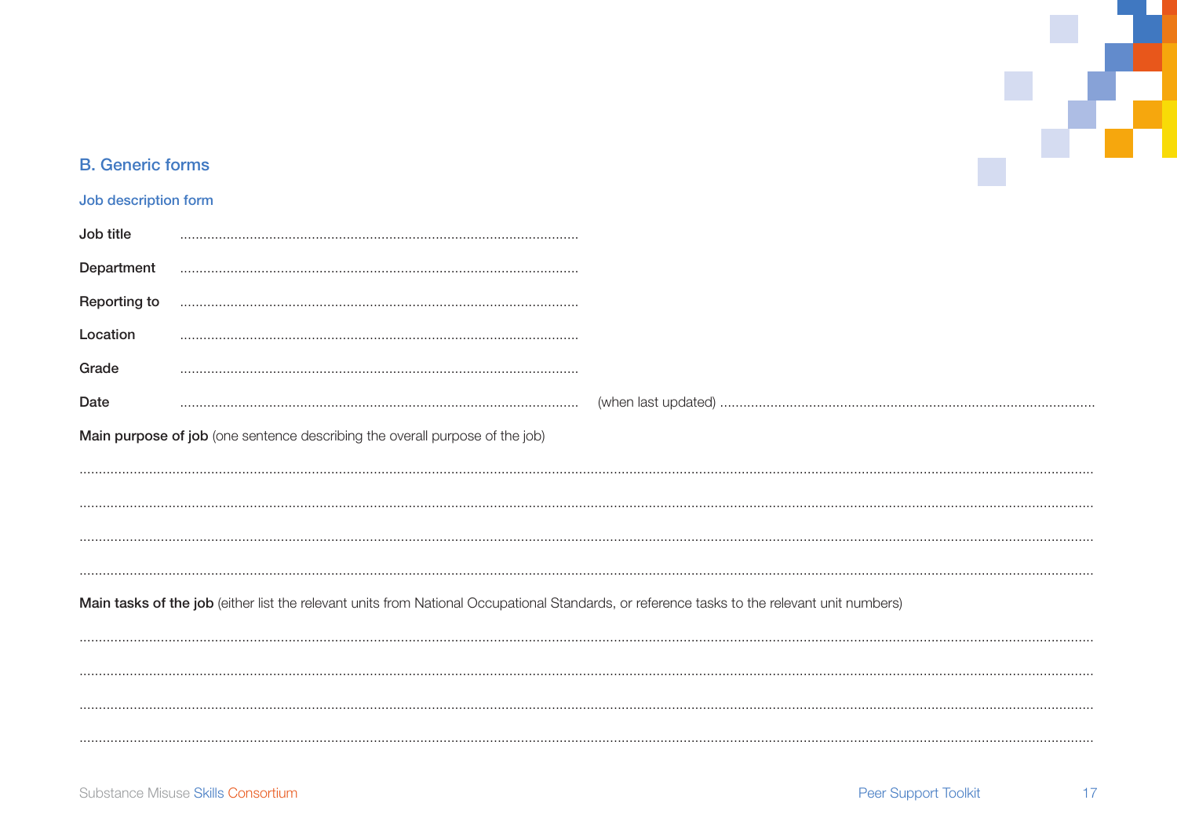## B. Generic forms

### Job description form

**Job title** ......................................................................................................

**Department** ......................................................................................................

**Reporting to** ......................................................................................................

**Location** ......................................................................................................

**Grade** ......................................................................................................

**Date** ...................................................................................................... (when last updated) ......................................................................................................

**Main purpose of job** (one sentence describing the overall purpose of the job)

......................................................................................................

......................................................................................................

......................................................................................................

......................................................................................................

**Main tasks of the job** (either list the relevant units from National Occupational Standards, or reference tasks to the relevant unit numbers)

......................................................................................................

......................................................................................................

......................................................................................................

......................................................................................................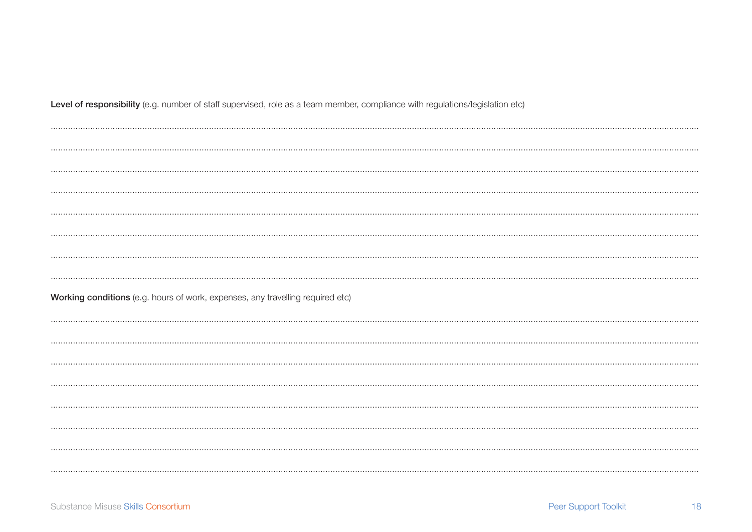**Level of responsibility** (e.g. number of staff supervised, role as a team member, compliance with regulations/legislation etc)

..............................................................................................................................................................................................................................................................

..............................................................................................................................................................................................................................................................

..............................................................................................................................................................................................................................................................

..............................................................................................................................................................................................................................................................

..............................................................................................................................................................................................................................................................

..............................................................................................................................................................................................................................................................

..............................................................................................................................................................................................................................................................

..............................................................................................................................................................................................................................................................

**Working conditions** (e.g. hours of work, expenses, any travelling required etc)

..............................................................................................................................................................................................................................................................

..............................................................................................................................................................................................................................................................

..............................................................................................................................................................................................................................................................

..............................................................................................................................................................................................................................................................

..............................................................................................................................................................................................................................................................

..............................................................................................................................................................................................................................................................

..............................................................................................................................................................................................................................................................

..............................................................................................................................................................................................................................................................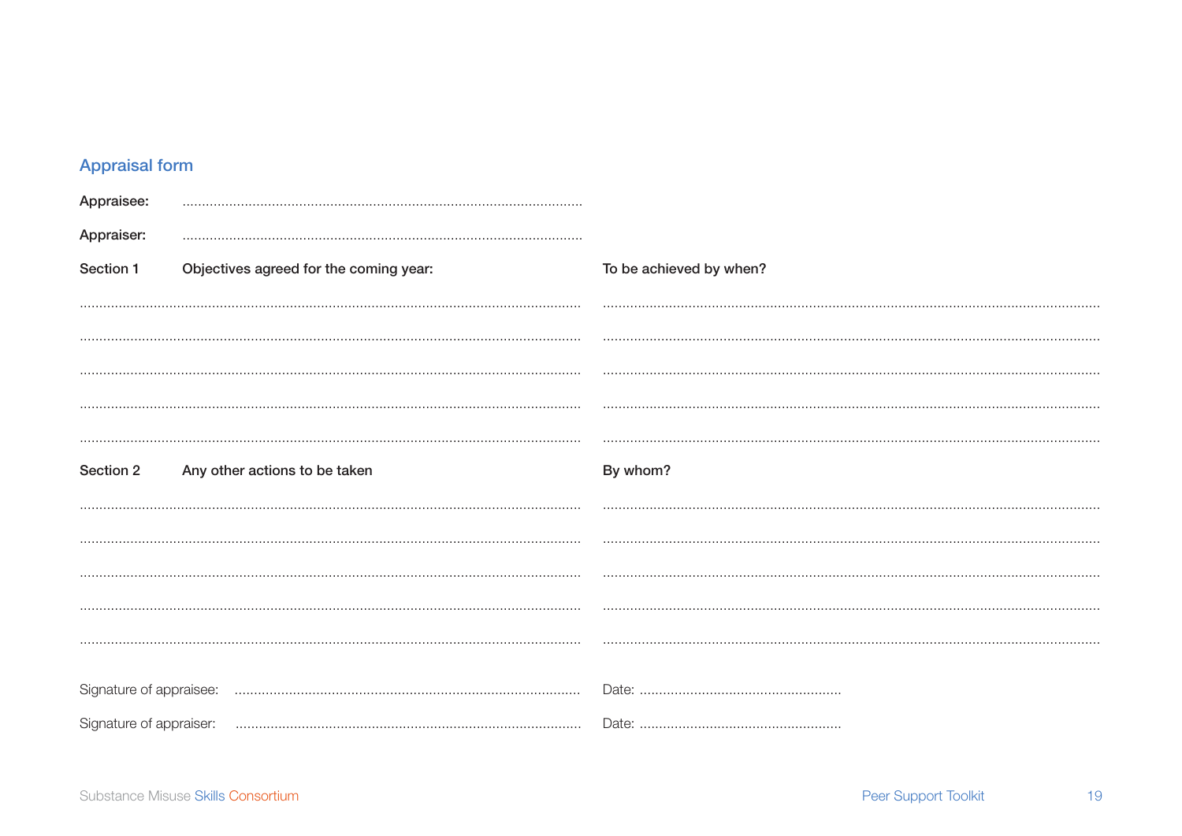## Appraisal form

**Appraisee:** ......................................................................................................

**Appraiser:** ......................................................................................................

| **Section 1** **Objectives agreed for the coming year:** | **To be achieved by when?** |
|---|---|
| ................................................................................................................................ | ................................................................................................................................ |
| ................................................................................................................................ | ................................................................................................................................ |
| ................................................................................................................................ | ................................................................................................................................ |
| ................................................................................................................................ | ................................................................................................................................ |
| ................................................................................................................................ | ................................................................................................................................ |

| **Section 2** **Any other actions to be taken** | **By whom?** |
|---|---|
| ................................................................................................................................ | ................................................................................................................................ |
| ................................................................................................................................ | ................................................................................................................................ |
| ................................................................................................................................ | ................................................................................................................................ |
| ................................................................................................................................ | ................................................................................................................................ |
| ................................................................................................................................ | ................................................................................................................................ |

Signature of appraisee: ........................................................................................ Date: ...................................................

Signature of appraiser: ........................................................................................ Date: ...................................................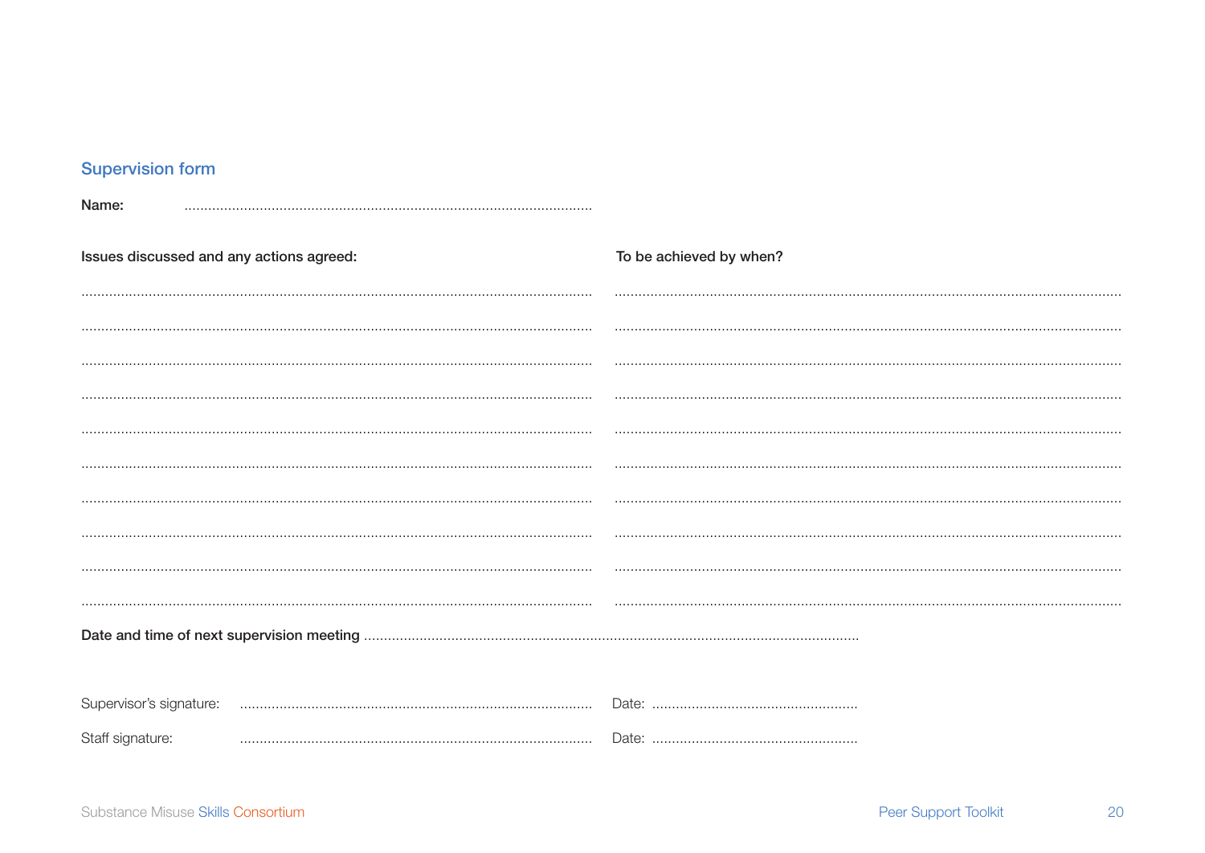## Supervision form

**Name:** ..........................................................................................................

| **Issues discussed and any actions agreed:** | **To be achieved by when?** |
| --- | --- |
| .......................................................................................................................... | .......................................................................................................................... |
| .......................................................................................................................... | .......................................................................................................................... |
| .......................................................................................................................... | .......................................................................................................................... |
| .......................................................................................................................... | .......................................................................................................................... |
| .......................................................................................................................... | .......................................................................................................................... |
| .......................................................................................................................... | .......................................................................................................................... |
| .......................................................................................................................... | .......................................................................................................................... |
| .......................................................................................................................... | .......................................................................................................................... |
| .......................................................................................................................... | .......................................................................................................................... |
| .......................................................................................................................... | .......................................................................................................................... |

**Date and time of next supervision meeting** ..........................................................................................................................

Supervisor's signature: ........................................................................................ Date: ....................................................

Staff signature: ........................................................................................ Date: ....................................................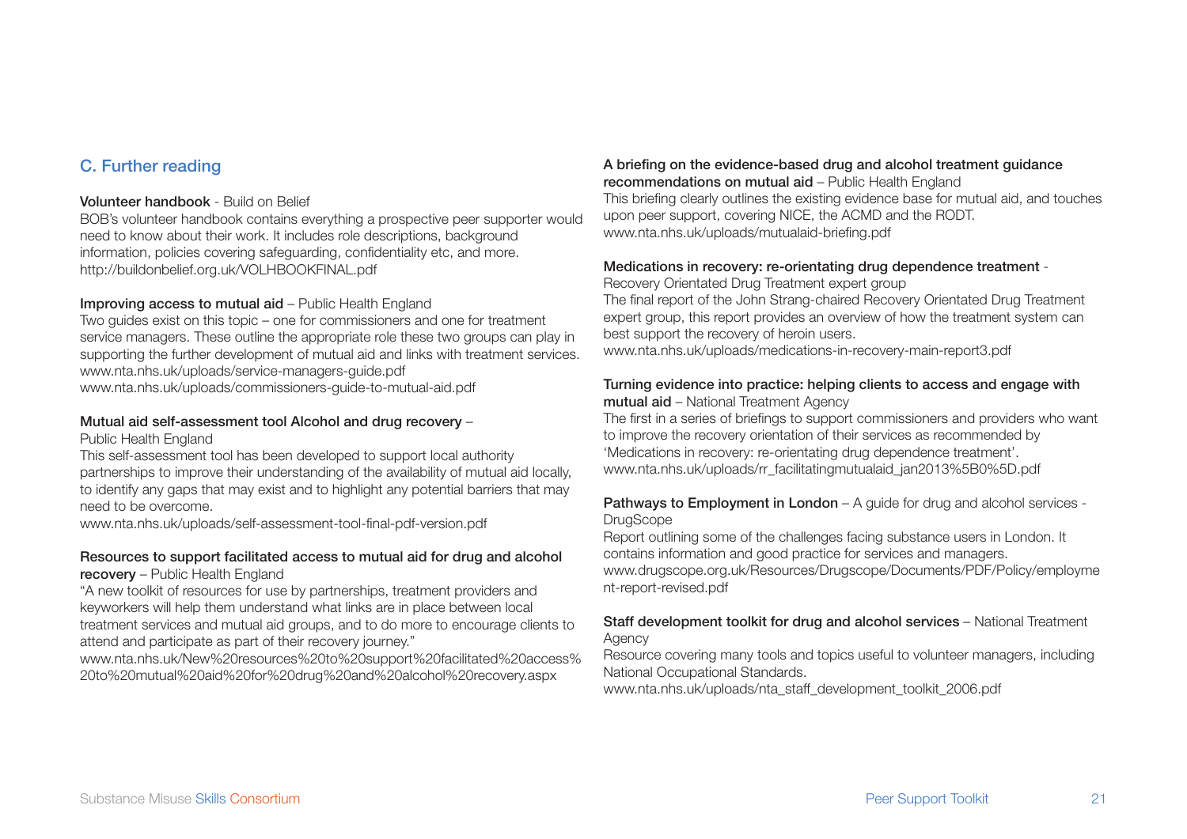## C. Further reading

**Volunteer handbook** - Build on Belief
BOB's volunteer handbook contains everything a prospective peer supporter would need to know about their work. It includes role descriptions, background information, policies covering safeguarding, confidentiality etc, and more.
http://buildonbelief.org.uk/VOLHBOOKFINAL.pdf

**Improving access to mutual aid** – Public Health England
Two guides exist on this topic – one for commissioners and one for treatment service managers. These outline the appropriate role these two groups can play in supporting the further development of mutual aid and links with treatment services.
www.nta.nhs.uk/uploads/service-managers-guide.pdf
www.nta.nhs.uk/uploads/commissioners-guide-to-mutual-aid.pdf

**Mutual aid self-assessment tool Alcohol and drug recovery** – Public Health England
This self-assessment tool has been developed to support local authority partnerships to improve their understanding of the availability of mutual aid locally, to identify any gaps that may exist and to highlight any potential barriers that may need to be overcome.
www.nta.nhs.uk/uploads/self-assessment-tool-final-pdf-version.pdf

**Resources to support facilitated access to mutual aid for drug and alcohol recovery** – Public Health England
"A new toolkit of resources for use by partnerships, treatment providers and keyworkers will help them understand what links are in place between local treatment services and mutual aid groups, and to do more to encourage clients to attend and participate as part of their recovery journey."
www.nta.nhs.uk/New%20resources%20to%20support%20facilitated%20access%20to%20mutual%20aid%20for%20drug%20and%20alcohol%20recovery.aspx

**A briefing on the evidence-based drug and alcohol treatment guidance recommendations on mutual aid** – Public Health England
This briefing clearly outlines the existing evidence base for mutual aid, and touches upon peer support, covering NICE, the ACMD and the RODT.
www.nta.nhs.uk/uploads/mutualaid-briefing.pdf

**Medications in recovery: re-orientating drug dependence treatment** - Recovery Orientated Drug Treatment expert group
The final report of the John Strang-chaired Recovery Orientated Drug Treatment expert group, this report provides an overview of how the treatment system can best support the recovery of heroin users.
www.nta.nhs.uk/uploads/medications-in-recovery-main-report3.pdf

**Turning evidence into practice: helping clients to access and engage with mutual aid** – National Treatment Agency
The first in a series of briefings to support commissioners and providers who want to improve the recovery orientation of their services as recommended by 'Medications in recovery: re-orientating drug dependence treatment'.
www.nta.nhs.uk/uploads/rr_facilitatingmutualaid_jan2013%5B0%5D.pdf

**Pathways to Employment in London** – A guide for drug and alcohol services - DrugScope
Report outlining some of the challenges facing substance users in London. It contains information and good practice for services and managers.
www.drugscope.org.uk/Resources/Drugscope/Documents/PDF/Policy/employment-report-revised.pdf

**Staff development toolkit for drug and alcohol services** – National Treatment Agency
Resource covering many tools and topics useful to volunteer managers, including National Occupational Standards.
www.nta.nhs.uk/uploads/nta_staff_development_toolkit_2006.pdf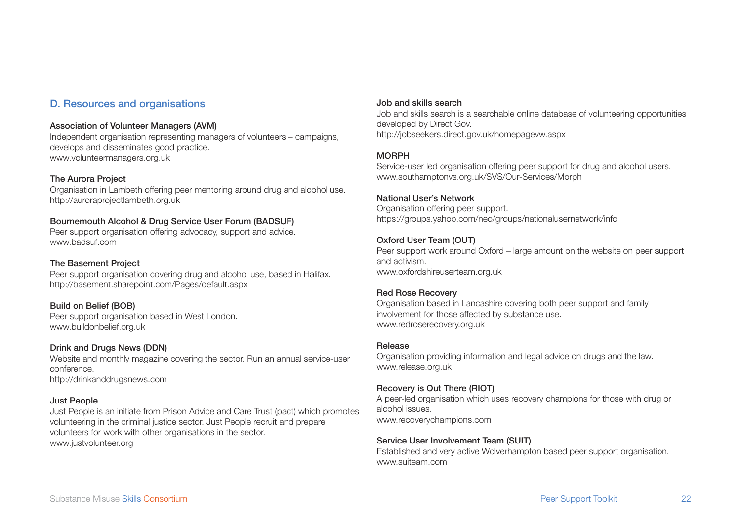## D. Resources and organisations

**Association of Volunteer Managers (AVM)**
Independent organisation representing managers of volunteers – campaigns, develops and disseminates good practice.
www.volunteermanagers.org.uk

**The Aurora Project**
Organisation in Lambeth offering peer mentoring around drug and alcohol use.
http://auroraprojectlambeth.org.uk

**Bournemouth Alcohol & Drug Service User Forum (BADSUF)**
Peer support organisation offering advocacy, support and advice.
www.badsuf.com

**The Basement Project**
Peer support organisation covering drug and alcohol use, based in Halifax.
http://basement.sharepoint.com/Pages/default.aspx

**Build on Belief (BOB)**
Peer support organisation based in West London.
www.buildonbelief.org.uk

**Drink and Drugs News (DDN)**
Website and monthly magazine covering the sector. Run an annual service-user conference.
http://drinkanddrugsnews.com

**Just People**
Just People is an initiate from Prison Advice and Care Trust (pact) which promotes volunteering in the criminal justice sector. Just People recruit and prepare volunteers for work with other organisations in the sector.
www.justvolunteer.org

**Job and skills search**
Job and skills search is a searchable online database of volunteering opportunities developed by Direct Gov.
http://jobseekers.direct.gov.uk/homepagevw.aspx

**MORPH**
Service-user led organisation offering peer support for drug and alcohol users.
www.southamptonvs.org.uk/SVS/Our-Services/Morph

**National User's Network**
Organisation offering peer support.
https://groups.yahoo.com/neo/groups/nationalusernetwork/info

**Oxford User Team (OUT)**
Peer support work around Oxford – large amount on the website on peer support and activism.
www.oxfordshireuserteam.org.uk

**Red Rose Recovery**
Organisation based in Lancashire covering both peer support and family involvement for those affected by substance use.
www.redroserecovery.org.uk

**Release**
Organisation providing information and legal advice on drugs and the law.
www.release.org.uk

**Recovery is Out There (RIOT)**
A peer-led organisation which uses recovery champions for those with drug or alcohol issues.
www.recoverychampions.com

**Service User Involvement Team (SUIT)**
Established and very active Wolverhampton based peer support organisation.
www.suiteam.com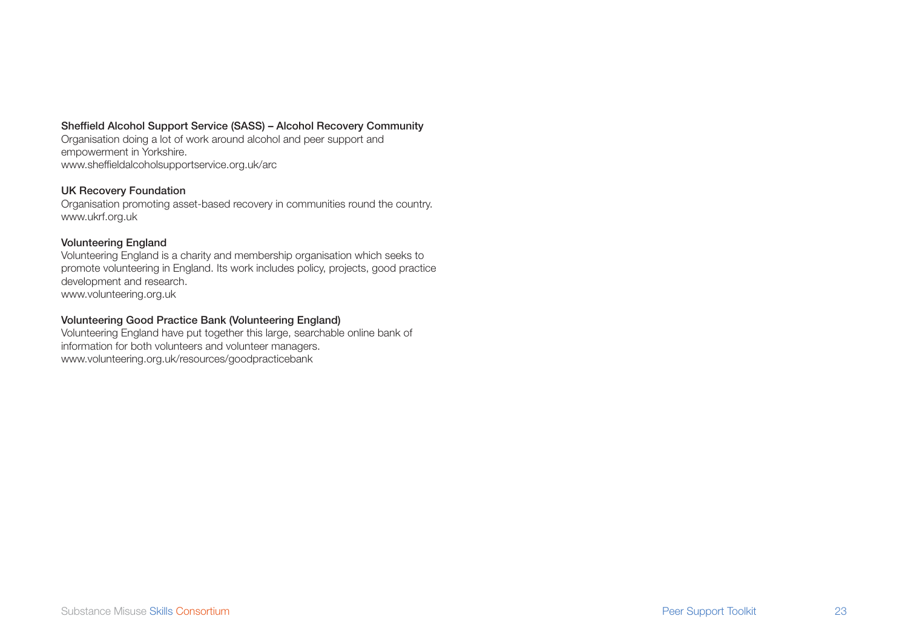**Sheffield Alcohol Support Service (SASS) – Alcohol Recovery Community**
Organisation doing a lot of work around alcohol and peer support and empowerment in Yorkshire.
www.sheffieldalcoholsupportservice.org.uk/arc

**UK Recovery Foundation**
Organisation promoting asset-based recovery in communities round the country.
www.ukrf.org.uk

**Volunteering England**
Volunteering England is a charity and membership organisation which seeks to promote volunteering in England. Its work includes policy, projects, good practice development and research.
www.volunteering.org.uk

**Volunteering Good Practice Bank (Volunteering England)**
Volunteering England have put together this large, searchable online bank of information for both volunteers and volunteer managers.
www.volunteering.org.uk/resources/goodpracticebank